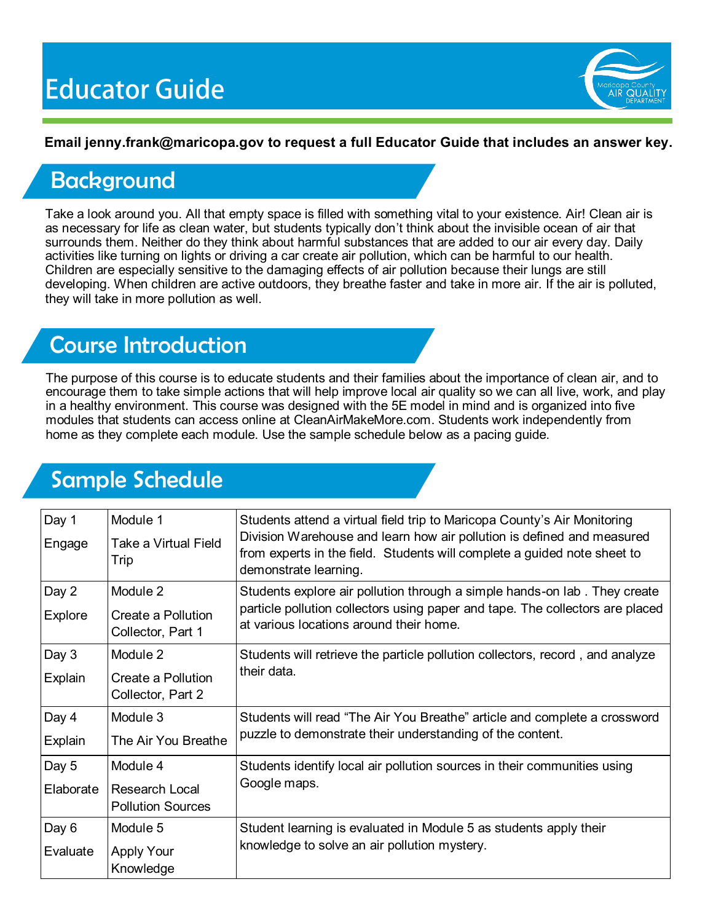# Educator Guide

**Email jenny.frank@maricopa.gov to request a full Educator Guide that includes an answer key.**

## Background

Take a look around you. All that empty space is filled with something vital to your existence. Air! Clean air is as necessary for life as clean water, but students typically don't think about the invisible ocean of air that surrounds them. Neither do they think about harmful substances that are added to our air every day. Daily activities like turning on lights or driving a car create air pollution, which can be harmful to our health. Children are especially sensitive to the damaging effects of air pollution because their lungs are still developing. When children are active outdoors, they breathe faster and take in more air. If the air is polluted, they will take in more pollution as well.

## Course Introduction

The purpose of this course is to educate students and their families about the importance of clean air, and to encourage them to take simple actions that will help improve local air quality so we can all live, work, and play in a healthy environment. This course was designed with the 5E model in mind and is organized into five modules that students can access online at CleanAirMakeMore.com. Students work independently from home as they complete each module. Use the sample schedule below as a pacing guide.

## Sample Schedule

| Day | Module | Description |
|---|---|---|
| Day 1<br>Engage | Module 1<br>Take a Virtual Field Trip | Students attend a virtual field trip to Maricopa County's Air Monitoring Division Warehouse and learn how air pollution is defined and measured from experts in the field. Students will complete a guided note sheet to demonstrate learning. |
| Day 2<br>Explore | Module 2<br>Create a Pollution Collector, Part 1 | Students explore air pollution through a simple hands-on lab . They create particle pollution collectors using paper and tape. The collectors are placed at various locations around their home. |
| Day 3<br>Explain | Module 2<br>Create a Pollution Collector, Part 2 | Students will retrieve the particle pollution collectors, record , and analyze their data. |
| Day 4<br>Explain | Module 3<br>The Air You Breathe | Students will read "The Air You Breathe" article and complete a crossword puzzle to demonstrate their understanding of the content. |
| Day 5<br>Elaborate | Module 4<br>Research Local Pollution Sources | Students identify local air pollution sources in their communities using Google maps. |
| Day 6<br>Evaluate | Module 5<br>Apply Your Knowledge | Student learning is evaluated in Module 5 as students apply their knowledge to solve an air pollution mystery. |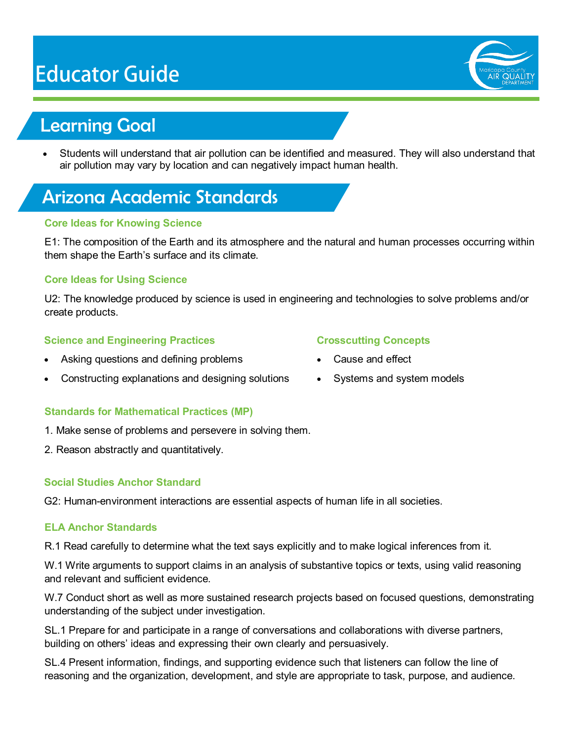# Educator Guide

## Learning Goal

- Students will understand that air pollution can be identified and measured. They will also understand that air pollution may vary by location and can negatively impact human health.

## Arizona Academic Standards

### Core Ideas for Knowing Science

E1: The composition of the Earth and its atmosphere and the natural and human processes occurring within them shape the Earth's surface and its climate.

### Core Ideas for Using Science

U2: The knowledge produced by science is used in engineering and technologies to solve problems and/or create products.

### Science and Engineering Practices

- Asking questions and defining problems
- Constructing explanations and designing solutions

### Crosscutting Concepts

- Cause and effect
- Systems and system models

### Standards for Mathematical Practices (MP)

1. Make sense of problems and persevere in solving them.
2. Reason abstractly and quantitatively.

### Social Studies Anchor Standard

G2: Human-environment interactions are essential aspects of human life in all societies.

### ELA Anchor Standards

R.1 Read carefully to determine what the text says explicitly and to make logical inferences from it.

W.1 Write arguments to support claims in an analysis of substantive topics or texts, using valid reasoning and relevant and sufficient evidence.

W.7 Conduct short as well as more sustained research projects based on focused questions, demonstrating understanding of the subject under investigation.

SL.1 Prepare for and participate in a range of conversations and collaborations with diverse partners, building on others' ideas and expressing their own clearly and persuasively.

SL.4 Present information, findings, and supporting evidence such that listeners can follow the line of reasoning and the organization, development, and style are appropriate to task, purpose, and audience.